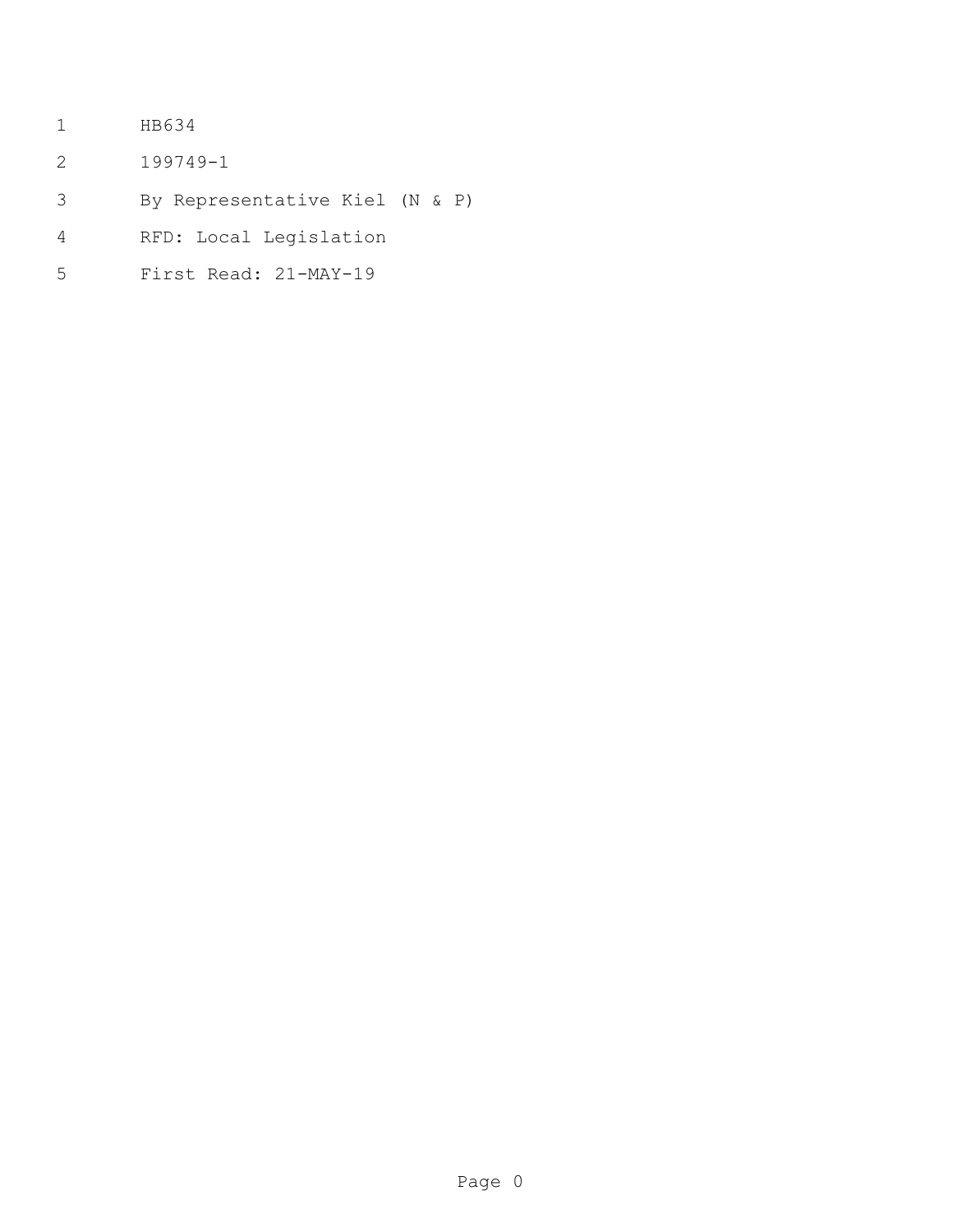HB634

199749-1

By Representative Kiel (N & P)

RFD: Local Legislation

First Read: 21-MAY-19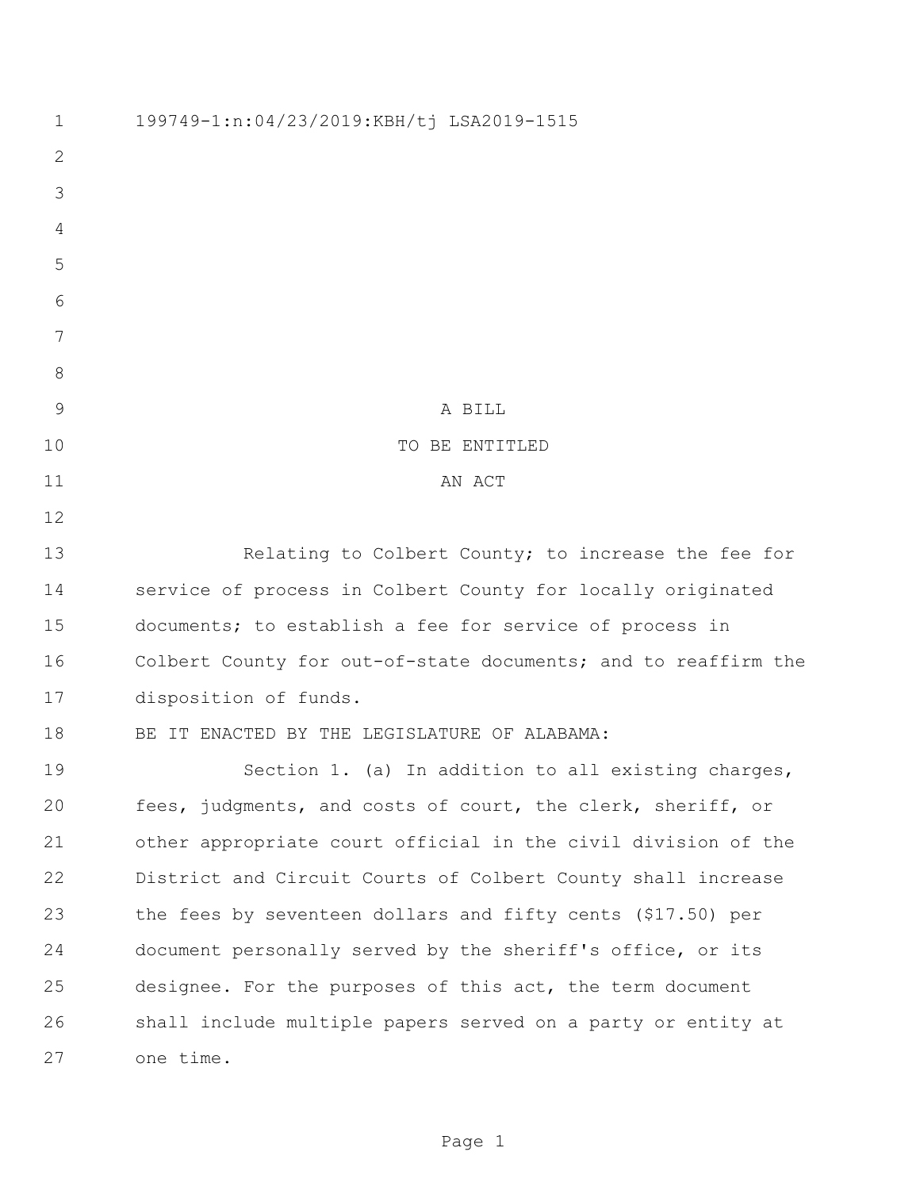199749-1:n:04/23/2019:KBH/tj LSA2019-1515

A BILL

TO BE ENTITLED

AN ACT

Relating to Colbert County; to increase the fee for service of process in Colbert County for locally originated documents; to establish a fee for service of process in Colbert County for out-of-state documents; and to reaffirm the disposition of funds.

BE IT ENACTED BY THE LEGISLATURE OF ALABAMA:

Section 1. (a) In addition to all existing charges, fees, judgments, and costs of court, the clerk, sheriff, or other appropriate court official in the civil division of the District and Circuit Courts of Colbert County shall increase the fees by seventeen dollars and fifty cents ($17.50) per document personally served by the sheriff's office, or its designee. For the purposes of this act, the term document shall include multiple papers served on a party or entity at one time.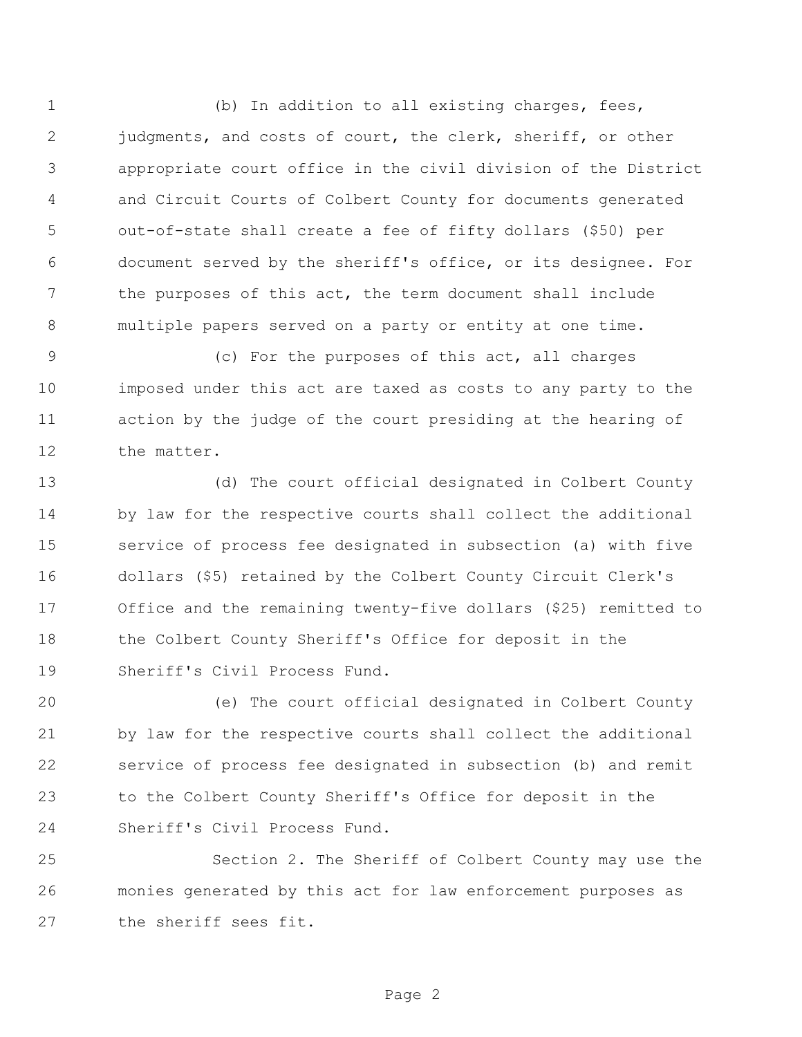(b) In addition to all existing charges, fees, judgments, and costs of court, the clerk, sheriff, or other appropriate court office in the civil division of the District and Circuit Courts of Colbert County for documents generated out-of-state shall create a fee of fifty dollars ($50) per document served by the sheriff's office, or its designee. For the purposes of this act, the term document shall include multiple papers served on a party or entity at one time.

(c) For the purposes of this act, all charges imposed under this act are taxed as costs to any party to the action by the judge of the court presiding at the hearing of the matter.

(d) The court official designated in Colbert County by law for the respective courts shall collect the additional service of process fee designated in subsection (a) with five dollars ($5) retained by the Colbert County Circuit Clerk's Office and the remaining twenty-five dollars ($25) remitted to the Colbert County Sheriff's Office for deposit in the Sheriff's Civil Process Fund.

(e) The court official designated in Colbert County by law for the respective courts shall collect the additional service of process fee designated in subsection (b) and remit to the Colbert County Sheriff's Office for deposit in the Sheriff's Civil Process Fund.

Section 2. The Sheriff of Colbert County may use the monies generated by this act for law enforcement purposes as the sheriff sees fit.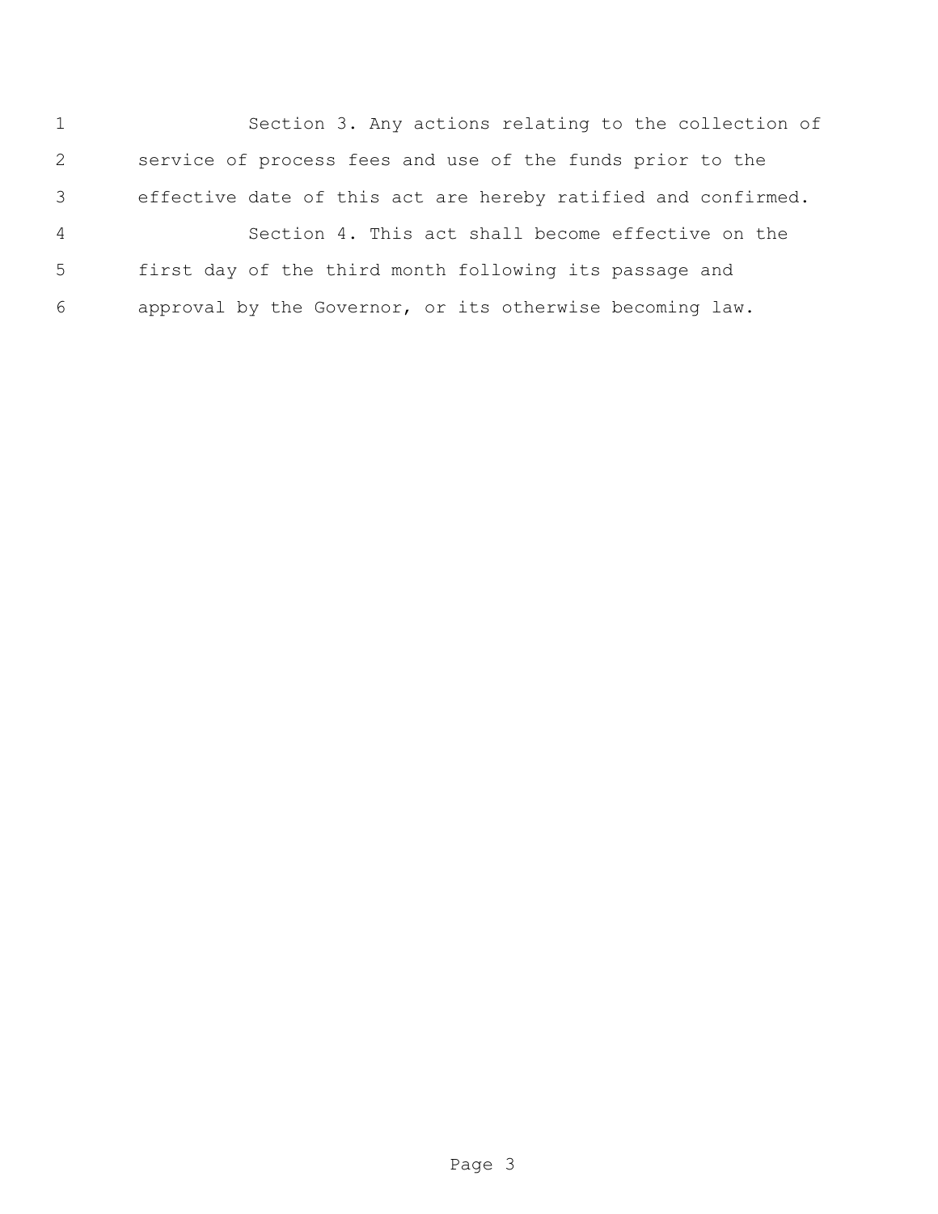Section 3. Any actions relating to the collection of service of process fees and use of the funds prior to the effective date of this act are hereby ratified and confirmed.

Section 4. This act shall become effective on the first day of the third month following its passage and approval by the Governor, or its otherwise becoming law.